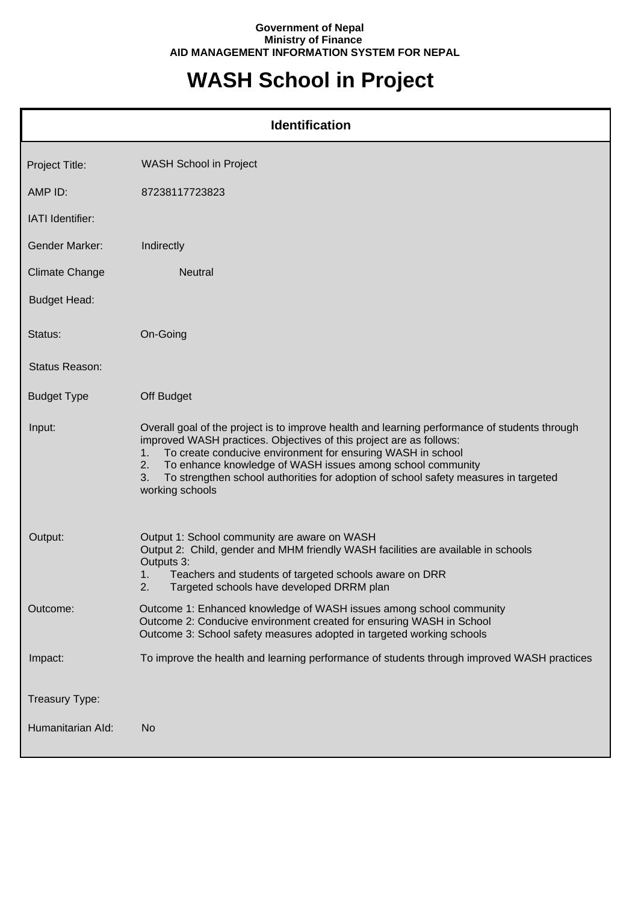**Government of Nepal**
**Ministry of Finance**
**AID MANAGEMENT INFORMATION SYSTEM FOR NEPAL**

# WASH School in Project

## Identification

| | |
|---|---|
| Project Title: | WASH School in Project |
| AMP ID: | 87238117723823 |
| IATI Identifier: | |
| Gender Marker: | Indirectly |
| Climate Change | Neutral |
| Budget Head: | |
| Status: | On-Going |
| Status Reason: | |
| Budget Type | Off Budget |
| Input: | Overall goal of the project is to improve health and learning performance of students through improved WASH practices. Objectives of this project are as follows:<br>1. To create conducive environment for ensuring WASH in school<br>2. To enhance knowledge of WASH issues among school community<br>3. To strengthen school authorities for adoption of school safety measures in targeted working schools |
| Output: | Output 1: School community are aware on WASH<br>Output 2: Child, gender and MHM friendly WASH facilities are available in schools<br>Outputs 3:<br>1. Teachers and students of targeted schools aware on DRR<br>2. Targeted schools have developed DRRM plan |
| Outcome: | Outcome 1: Enhanced knowledge of WASH issues among school community<br>Outcome 2: Conducive environment created for ensuring WASH in School<br>Outcome 3: School safety measures adopted in targeted working schools |
| Impact: | To improve the health and learning performance of students through improved WASH practices |
| Treasury Type: | |
| Humanitarian AId: | No |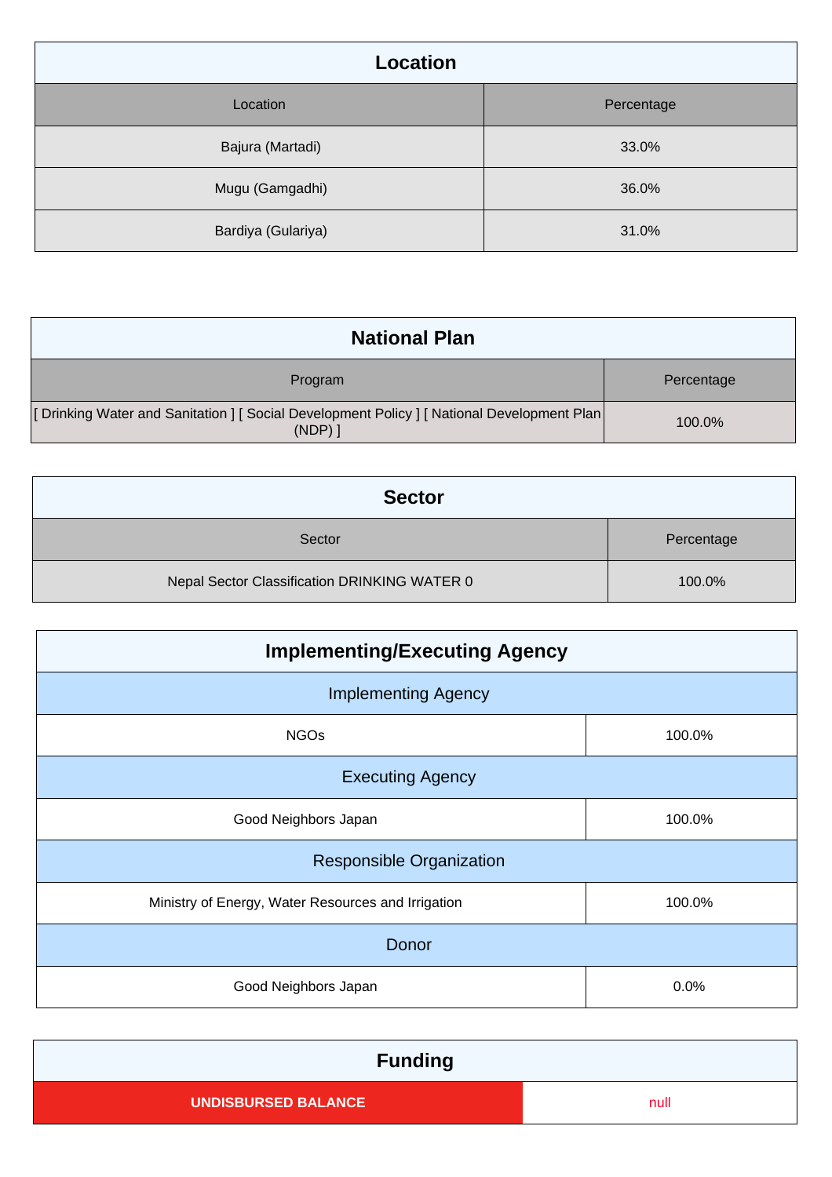## Location

| Location | Percentage |
|---|---|
| Bajura (Martadi) | 33.0% |
| Mugu (Gamgadhi) | 36.0% |
| Bardiya (Gulariya) | 31.0% |

## National Plan

| Program | Percentage |
|---|---|
| [ Drinking Water and Sanitation ] [ Social Development Policy ] [ National Development Plan (NDP) ] | 100.0% |

## Sector

| Sector | Percentage |
|---|---|
| Nepal Sector Classification DRINKING WATER 0 | 100.0% |

## Implementing/Executing Agency

| Implementing Agency | |
|---|---|
| NGOs | 100.0% |
| **Executing Agency** | |
| Good Neighbors Japan | 100.0% |
| **Responsible Organization** | |
| Ministry of Energy, Water Resources and Irrigation | 100.0% |
| **Donor** | |
| Good Neighbors Japan | 0.0% |

## Funding

| UNDISBURSED BALANCE | null |
|---|---|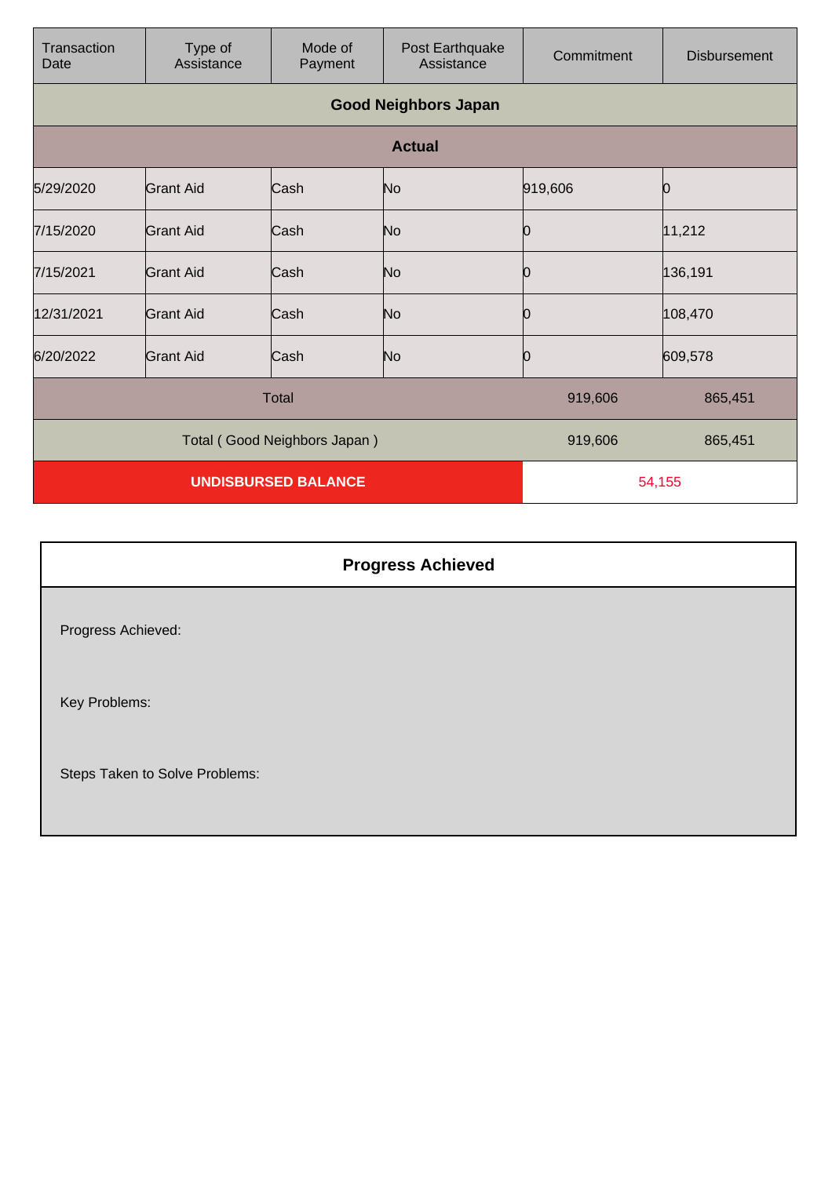| Transaction Date | Type of Assistance | Mode of Payment | Post Earthquake Assistance | Commitment | Disbursement |
| --- | --- | --- | --- | --- | --- |
| **Good Neighbors Japan** | | | | | |
| **Actual** | | | | | |
| 5/29/2020 | Grant Aid | Cash | No | 919,606 | 0 |
| 7/15/2020 | Grant Aid | Cash | No | 0 | 11,212 |
| 7/15/2021 | Grant Aid | Cash | No | 0 | 136,191 |
| 12/31/2021 | Grant Aid | Cash | No | 0 | 108,470 |
| 6/20/2022 | Grant Aid | Cash | No | 0 | 609,578 |
| Total | | | | 919,606 | 865,451 |
| Total ( Good Neighbors Japan ) | | | | 919,606 | 865,451 |
| **UNDISBURSED BALANCE** | | | | 54,155 | |

## Progress Achieved

Progress Achieved:

Key Problems:

Steps Taken to Solve Problems: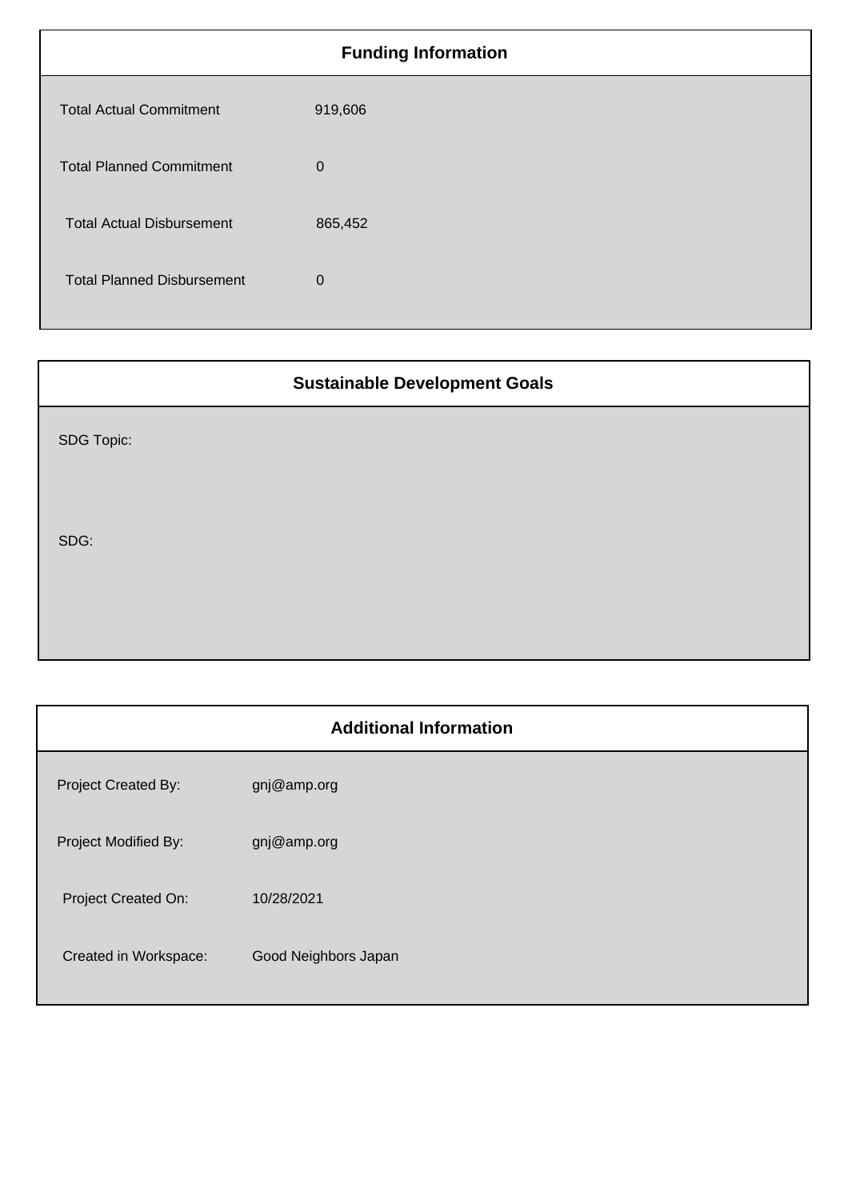## Funding Information

| | |
|---|---|
| Total Actual Commitment | 919,606 |
| Total Planned Commitment | 0 |
| Total Actual Disbursement | 865,452 |
| Total Planned Disbursement | 0 |

## Sustainable Development Goals

SDG Topic:

SDG:

## Additional Information

| | |
|---|---|
| Project Created By: | gnj@amp.org |
| Project Modified By: | gnj@amp.org |
| Project Created On: | 10/28/2021 |
| Created in Workspace: | Good Neighbors Japan |